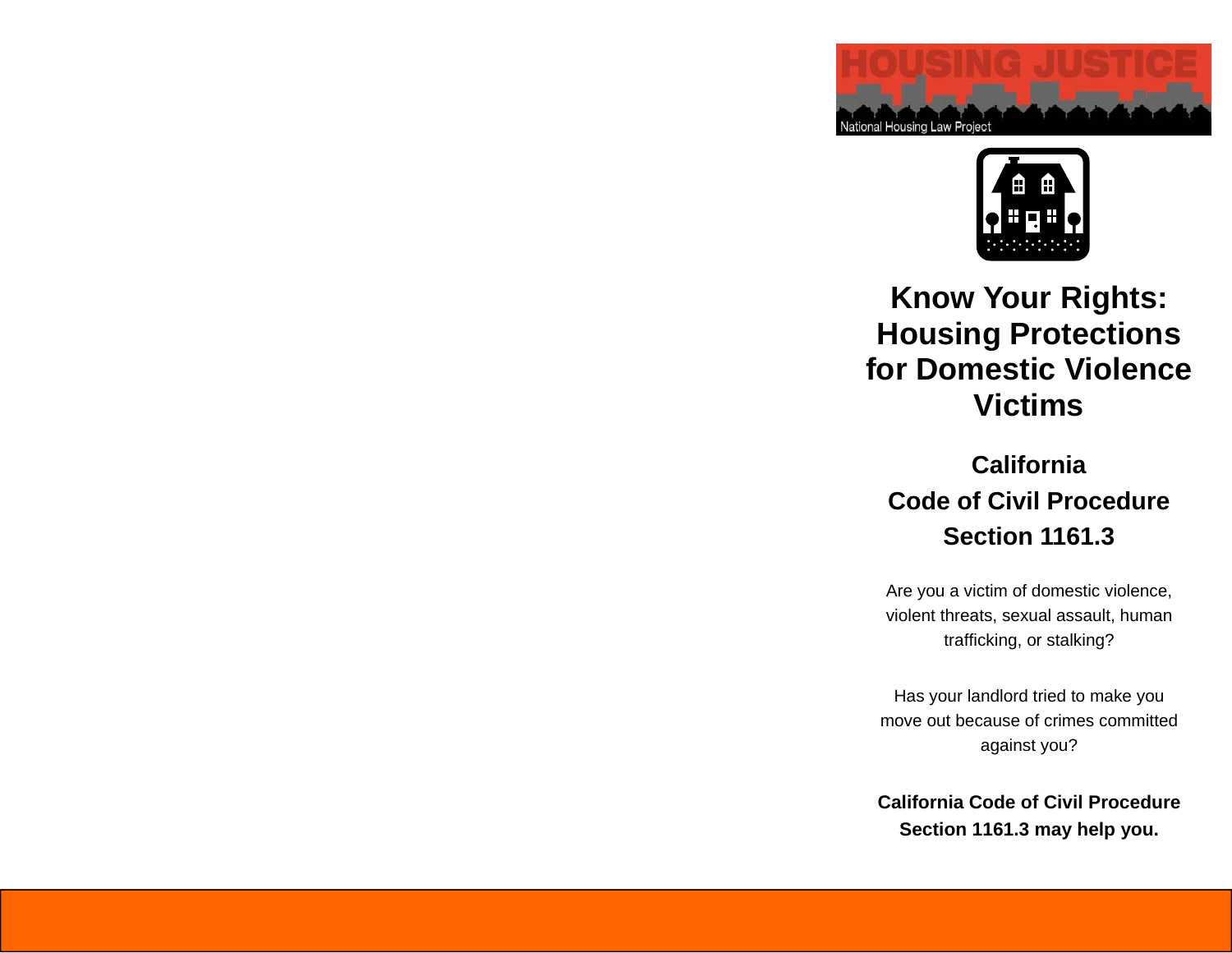HOUSING JUSTICE

National Housing Law Project

# Know Your Rights: Housing Protections for Domestic Violence Victims

## California Code of Civil Procedure Section 1161.3

Are you a victim of domestic violence, violent threats, sexual assault, human trafficking, or stalking?

Has your landlord tried to make you move out because of crimes committed against you?

**California Code of Civil Procedure Section 1161.3 may help you.**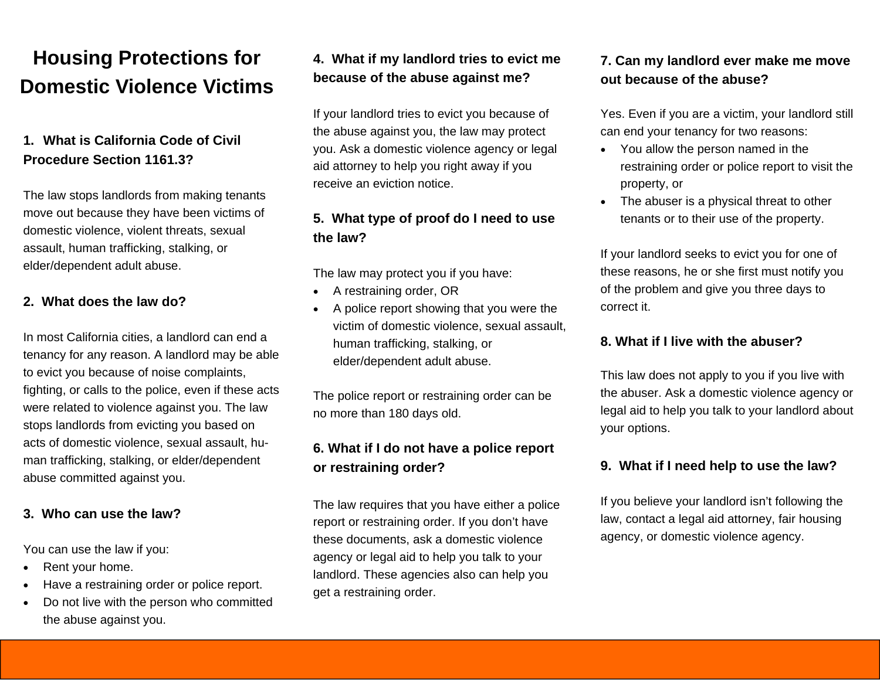# Housing Protections for Domestic Violence Victims

## 1. What is California Code of Civil Procedure Section 1161.3?

The law stops landlords from making tenants move out because they have been victims of domestic violence, violent threats, sexual assault, human trafficking, stalking, or elder/dependent adult abuse.

## 2. What does the law do?

In most California cities, a landlord can end a tenancy for any reason. A landlord may be able to evict you because of noise complaints, fighting, or calls to the police, even if these acts were related to violence against you. The law stops landlords from evicting you based on acts of domestic violence, sexual assault, human trafficking, stalking, or elder/dependent abuse committed against you.

## 3. Who can use the law?

You can use the law if you:

- Rent your home.
- Have a restraining order or police report.
- Do not live with the person who committed the abuse against you.

## 4. What if my landlord tries to evict me because of the abuse against me?

If your landlord tries to evict you because of the abuse against you, the law may protect you. Ask a domestic violence agency or legal aid attorney to help you right away if you receive an eviction notice.

## 5. What type of proof do I need to use the law?

The law may protect you if you have:

- A restraining order, OR
- A police report showing that you were the victim of domestic violence, sexual assault, human trafficking, stalking, or elder/dependent adult abuse.

The police report or restraining order can be no more than 180 days old.

## 6. What if I do not have a police report or restraining order?

The law requires that you have either a police report or restraining order. If you don't have these documents, ask a domestic violence agency or legal aid to help you talk to your landlord. These agencies also can help you get a restraining order.

## 7. Can my landlord ever make me move out because of the abuse?

Yes. Even if you are a victim, your landlord still can end your tenancy for two reasons:

- You allow the person named in the restraining order or police report to visit the property, or
- The abuser is a physical threat to other tenants or to their use of the property.

If your landlord seeks to evict you for one of these reasons, he or she first must notify you of the problem and give you three days to correct it.

## 8. What if I live with the abuser?

This law does not apply to you if you live with the abuser. Ask a domestic violence agency or legal aid to help you talk to your landlord about your options.

## 9. What if I need help to use the law?

If you believe your landlord isn't following the law, contact a legal aid attorney, fair housing agency, or domestic violence agency.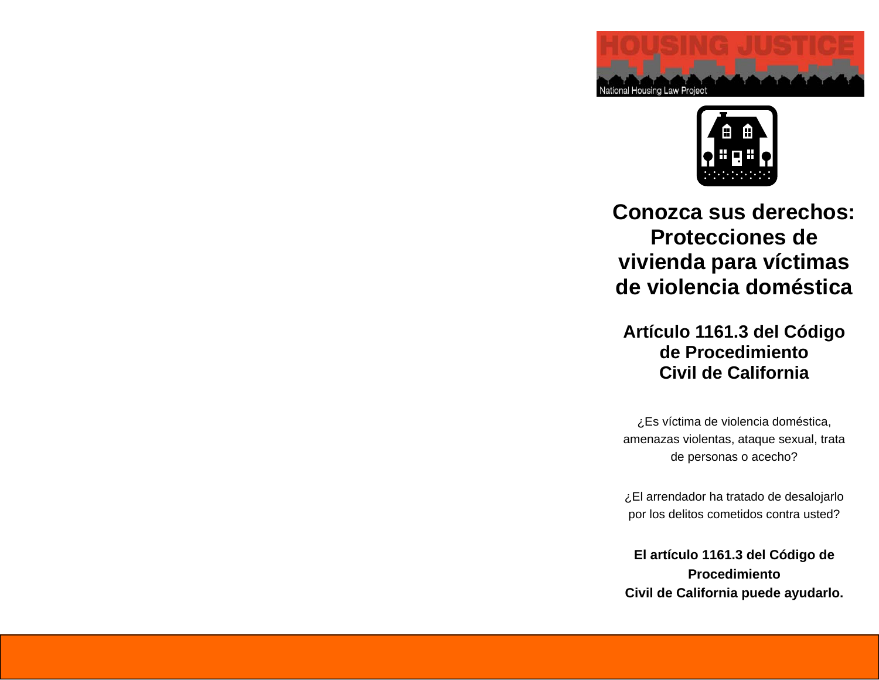HOUSING JUSTICE

National Housing Law Project

# Conozca sus derechos: Protecciones de vivienda para víctimas de violencia doméstica

## Artículo 1161.3 del Código de Procedimiento Civil de California

¿Es víctima de violencia doméstica, amenazas violentas, ataque sexual, trata de personas o acecho?

¿El arrendador ha tratado de desalojarlo por los delitos cometidos contra usted?

**El artículo 1161.3 del Código de Procedimiento Civil de California puede ayudarlo.**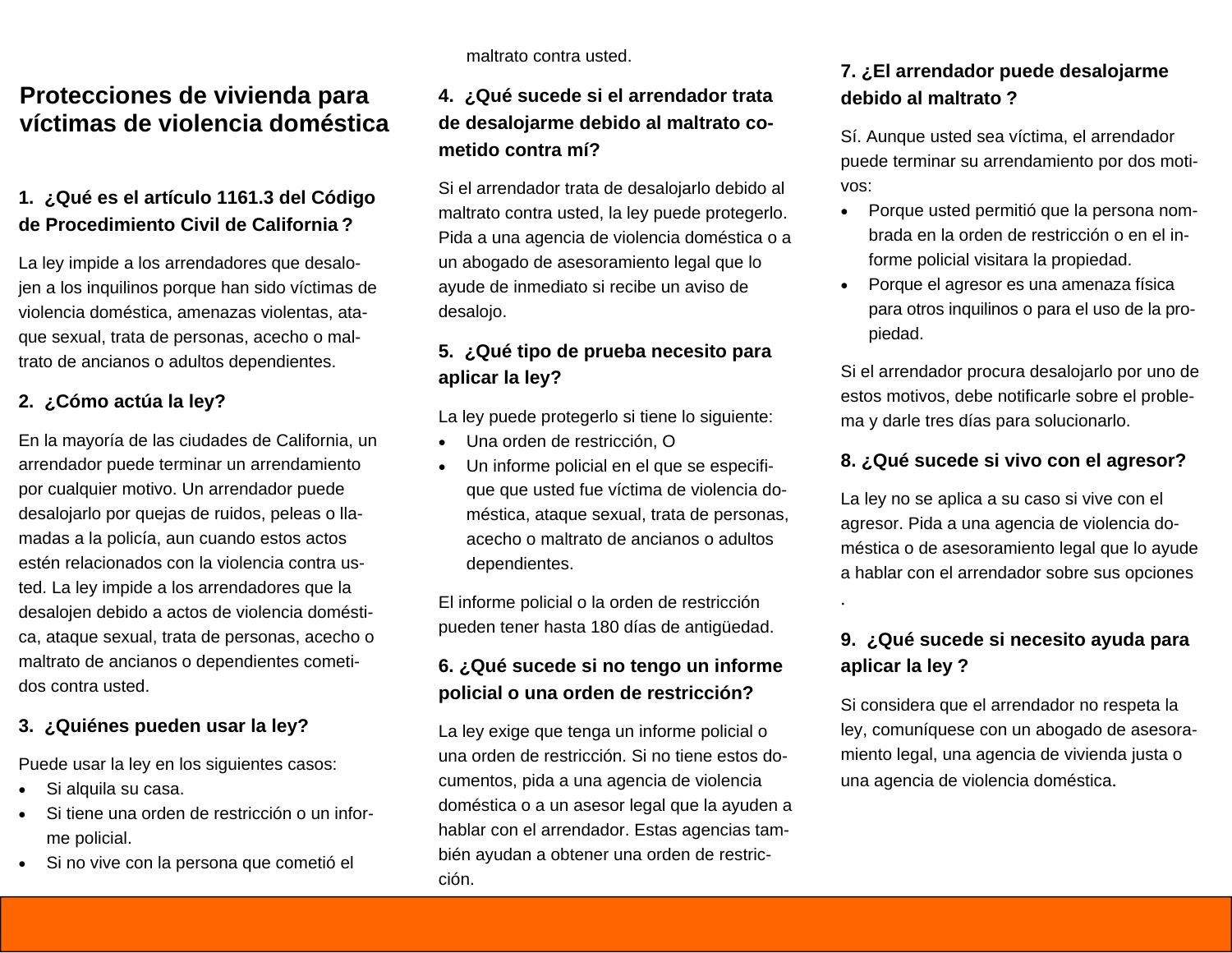# Protecciones de vivienda para víctimas de violencia doméstica

### 1. ¿Qué es el artículo 1161.3 del Código de Procedimiento Civil de California ?

La ley impide a los arrendadores que desalojen a los inquilinos porque han sido víctimas de violencia doméstica, amenazas violentas, ataque sexual, trata de personas, acecho o maltrato de ancianos o adultos dependientes.

### 2. ¿Cómo actúa la ley?

En la mayoría de las ciudades de California, un arrendador puede terminar un arrendamiento por cualquier motivo. Un arrendador puede desalojarlo por quejas de ruidos, peleas o llamadas a la policía, aun cuando estos actos estén relacionados con la violencia contra usted. La ley impide a los arrendadores que la desalojen debido a actos de violencia doméstica, ataque sexual, trata de personas, acecho o maltrato de ancianos o dependientes cometidos contra usted.

### 3. ¿Quiénes pueden usar la ley?

Puede usar la ley en los siguientes casos:

- Si alquila su casa.
- Si tiene una orden de restricción o un informe policial.
- Si no vive con la persona que cometió el maltrato contra usted.

### 4. ¿Qué sucede si el arrendador trata de desalojarme debido al maltrato cometido contra mí?

Si el arrendador trata de desalojarlo debido al maltrato contra usted, la ley puede protegerlo. Pida a una agencia de violencia doméstica o a un abogado de asesoramiento legal que lo ayude de inmediato si recibe un aviso de desalojo.

### 5. ¿Qué tipo de prueba necesito para aplicar la ley?

La ley puede protegerlo si tiene lo siguiente:

- Una orden de restricción, O
- Un informe policial en el que se especifique que usted fue víctima de violencia doméstica, ataque sexual, trata de personas, acecho o maltrato de ancianos o adultos dependientes.

El informe policial o la orden de restricción pueden tener hasta 180 días de antigüedad.

### 6. ¿Qué sucede si no tengo un informe policial o una orden de restricción?

La ley exige que tenga un informe policial o una orden de restricción. Si no tiene estos documentos, pida a una agencia de violencia doméstica o a un asesor legal que la ayuden a hablar con el arrendador. Estas agencias también ayudan a obtener una orden de restricción.

### 7. ¿El arrendador puede desalojarme debido al maltrato ?

Sí. Aunque usted sea víctima, el arrendador puede terminar su arrendamiento por dos motivos:

- Porque usted permitió que la persona nombrada en la orden de restricción o en el informe policial visitara la propiedad.
- Porque el agresor es una amenaza física para otros inquilinos o para el uso de la propiedad.

Si el arrendador procura desalojarlo por uno de estos motivos, debe notificarle sobre el problema y darle tres días para solucionarlo.

### 8. ¿Qué sucede si vivo con el agresor?

La ley no se aplica a su caso si vive con el agresor. Pida a una agencia de violencia doméstica o de asesoramiento legal que lo ayude a hablar con el arrendador sobre sus opciones .

### 9. ¿Qué sucede si necesito ayuda para aplicar la ley ?

Si considera que el arrendador no respeta la ley, comuníquese con un abogado de asesoramiento legal, una agencia de vivienda justa o una agencia de violencia doméstica.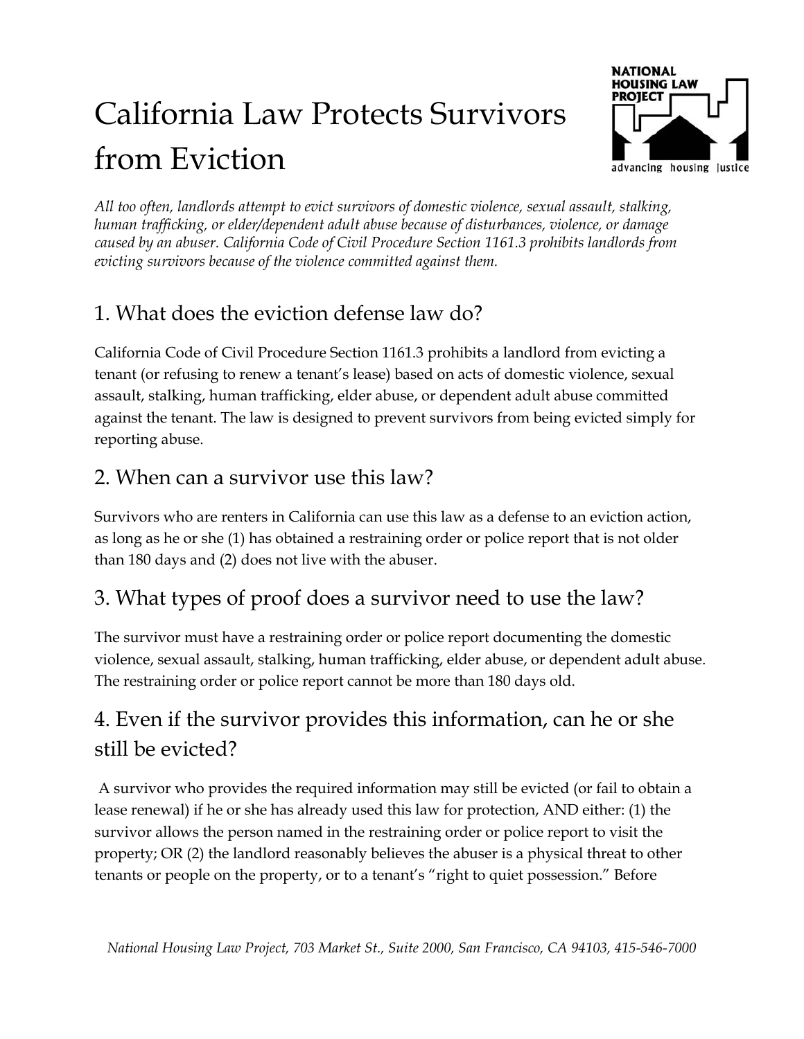# California Law Protects Survivors from Eviction

*All too often, landlords attempt to evict survivors of domestic violence, sexual assault, stalking, human trafficking, or elder/dependent adult abuse because of disturbances, violence, or damage caused by an abuser. California Code of Civil Procedure Section 1161.3 prohibits landlords from evicting survivors because of the violence committed against them.*

## 1. What does the eviction defense law do?

California Code of Civil Procedure Section 1161.3 prohibits a landlord from evicting a tenant (or refusing to renew a tenant's lease) based on acts of domestic violence, sexual assault, stalking, human trafficking, elder abuse, or dependent adult abuse committed against the tenant. The law is designed to prevent survivors from being evicted simply for reporting abuse.

## 2. When can a survivor use this law?

Survivors who are renters in California can use this law as a defense to an eviction action, as long as he or she (1) has obtained a restraining order or police report that is not older than 180 days and (2) does not live with the abuser.

## 3. What types of proof does a survivor need to use the law?

The survivor must have a restraining order or police report documenting the domestic violence, sexual assault, stalking, human trafficking, elder abuse, or dependent adult abuse. The restraining order or police report cannot be more than 180 days old.

## 4. Even if the survivor provides this information, can he or she still be evicted?

A survivor who provides the required information may still be evicted (or fail to obtain a lease renewal) if he or she has already used this law for protection, AND either: (1) the survivor allows the person named in the restraining order or police report to visit the property; OR (2) the landlord reasonably believes the abuser is a physical threat to other tenants or people on the property, or to a tenant's "right to quiet possession." Before

*National Housing Law Project, 703 Market St., Suite 2000, San Francisco, CA 94103, 415-546-7000*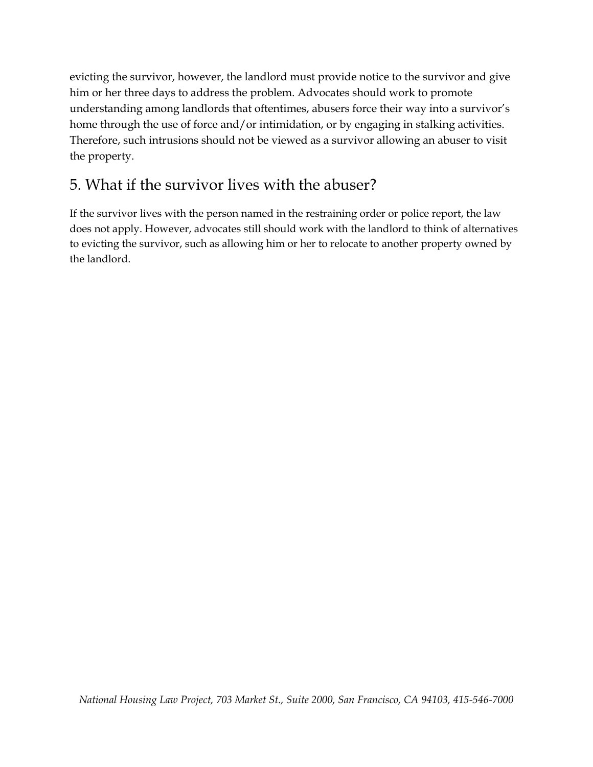evicting the survivor, however, the landlord must provide notice to the survivor and give him or her three days to address the problem. Advocates should work to promote understanding among landlords that oftentimes, abusers force their way into a survivor's home through the use of force and/or intimidation, or by engaging in stalking activities. Therefore, such intrusions should not be viewed as a survivor allowing an abuser to visit the property.

## 5. What if the survivor lives with the abuser?

If the survivor lives with the person named in the restraining order or police report, the law does not apply. However, advocates still should work with the landlord to think of alternatives to evicting the survivor, such as allowing him or her to relocate to another property owned by the landlord.